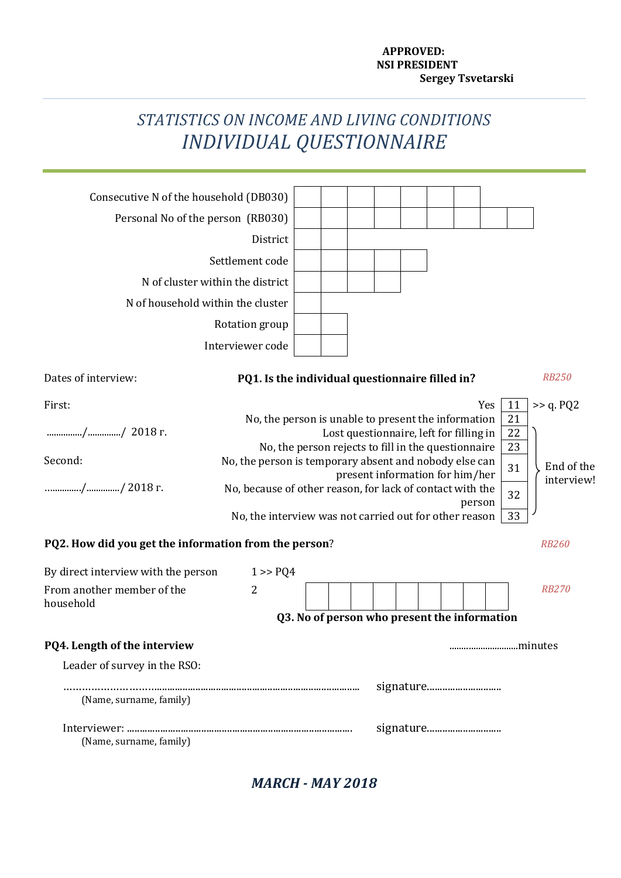**APPROVED:**
**NSI PRESIDENT**
**Sergey Tsvetarski**

# *STATISTICS ON INCOME AND LIVING CONDITIONS*
# *INDIVIDUAL QUESTIONNAIRE*

| | |
|---|---|
| Consecutive N of the household (DB030) | ☐☐☐☐☐☐☐ |
| Personal No of the person (RB030) | ☐☐☐☐☐☐☐☐☐ |
| District | ☐☐ |
| Settlement code | ☐☐☐☐☐ |
| N of cluster within the district | ☐☐☐☐ |
| N of household within the cluster | ☐ |
| Rotation group | ☐☐ |
| Interviewer code | ☐☐ |

Dates of interview:

First:

............../............./ 2018 г.

Second:

............../............./ 2018 г.

**PQ1. Is the individual questionnaire filled in?** *RB250*

| | | |
|---|---|---|
| Yes | 11 | >> q. PQ2 |
| No, the person is unable to present the information | 21 | |
| Lost questionnaire, left for filling in | 22 | End of the interview! |
| No, the person rejects to fill in the questionnaire | 23 | End of the interview! |
| No, the person is temporary absent and nobody else can present information for him/her | 31 | End of the interview! |
| No, because of other reason, for lack of contact with the person | 32 | End of the interview! |
| No, the interview was not carried out for other reason | 33 | End of the interview! |

**PQ2. How did you get the information from the person?** *RB260*

By direct interview with the person 1 >> PQ4

From another member of the household 2 ☐☐☐☐☐☐☐☐☐ *RB270*

**Q3. No of person who present the information**

**PQ4. Length of the interview** ............................minutes

Leader of survey in the RSO:

.......................................................................................................... signature............................

(Name, surname, family)

Interviewer: ....................................................................................... signature............................

(Name, surname, family)

***MARCH - MAY 2018***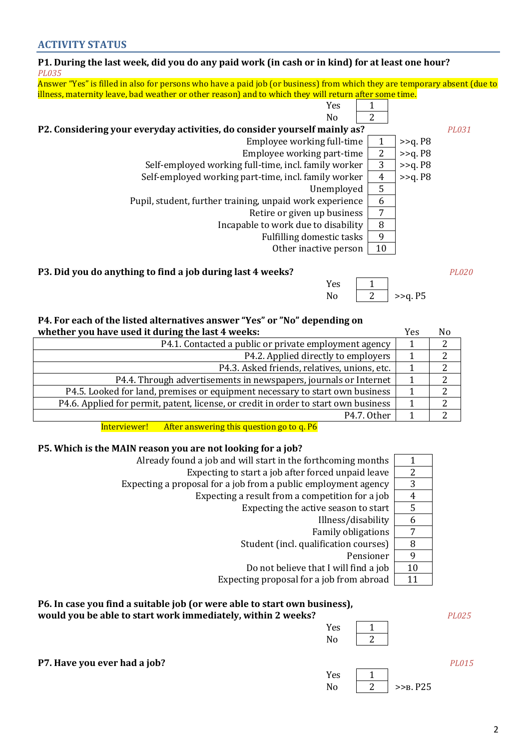## ACTIVITY STATUS

**P1. During the last week, did you do any paid work (in cash or in kind) for at least one hour?**
*PL035*

Answer "Yes" is filled in also for persons who have a paid job (or business) from which they are temporary absent (due to illness, maternity leave, bad weather or other reason) and to which they will return after some time.

| | | |
|---|---|---|
| Yes | 1 | |
| No | 2 | |

**P2. Considering your everyday activities, do consider yourself mainly as?** *PL031*

| | | |
|---|---|---|
| Employee working full-time | 1 | >>q. P8 |
| Employee working part-time | 2 | >>q. P8 |
| Self-employed working full-time, incl. family worker | 3 | >>q. P8 |
| Self-employed working part-time, incl. family worker | 4 | >>q. P8 |
| Unemployed | 5 | |
| Pupil, student, further training, unpaid work experience | 6 | |
| Retire or given up business | 7 | |
| Incapable to work due to disability | 8 | |
| Fulfilling domestic tasks | 9 | |
| Other inactive person | 10 | |

**P3. Did you do anything to find a job during last 4 weeks?** *PL020*

| | | |
|---|---|---|
| Yes | 1 | |
| No | 2 | >>q. P5 |

**P4. For each of the listed alternatives answer "Yes" or "No" depending on whether you have used it during the last 4 weeks:**

| | Yes | No |
|---|---|---|
| P4.1. Contacted a public or private employment agency | 1 | 2 |
| P4.2. Applied directly to employers | 1 | 2 |
| P4.3. Asked friends, relatives, unions, etc. | 1 | 2 |
| P4.4. Through advertisements in newspapers, journals or Internet | 1 | 2 |
| P4.5. Looked for land, premises or equipment necessary to start own business | 1 | 2 |
| P4.6. Applied for permit, patent, license, or credit in order to start own business | 1 | 2 |
| P4.7. Other | 1 | 2 |

Interviewer! After answering this question go to q. P6

**P5. Which is the MAIN reason you are not looking for a job?**

| | |
|---|---|
| Already found a job and will start in the forthcoming months | 1 |
| Expecting to start a job after forced unpaid leave | 2 |
| Expecting a proposal for a job from a public employment agency | 3 |
| Expecting a result from a competition for a job | 4 |
| Expecting the active season to start | 5 |
| Illness/disability | 6 |
| Family obligations | 7 |
| Student (incl. qualification courses) | 8 |
| Pensioner | 9 |
| Do not believe that I will find a job | 10 |
| Expecting proposal for a job from abroad | 11 |

**P6. In case you find a suitable job (or were able to start own business), would you be able to start work immediately, within 2 weeks?** *PL025*

| | |
|---|---|
| Yes | 1 |
| No | 2 |

**P7. Have you ever had a job?** *PL015*

| | | |
|---|---|---|
| Yes | 1 | |
| No | 2 | >>в. P25 |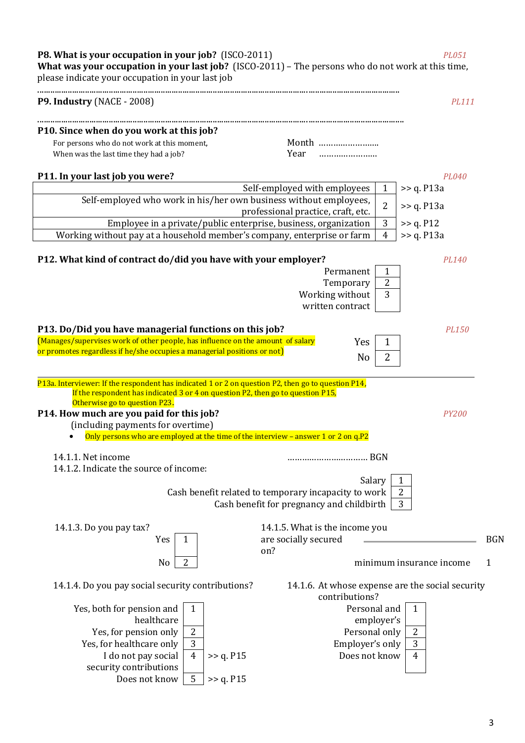**P8. What is your occupation in your job?** (ISCO-2011) *PL051*
**What was your occupation in your last job?** (ISCO-2011) – The persons who do not work at this time, please indicate your occupation in your last job

…………………………………………………………………………………………………………………………………………

**P9. Industry** (NACE - 2008) *PL111*

…………………………………………………………………………………………………………………………………………

**P10. Since when do you work at this job?**

For persons who do not work at this moment,
When was the last time they had a job?

Month ……………………
Year ……………………

**P11. In your last job you were?** *PL040*

| | | |
|---|---|---|
| Self-employed with employees | 1 | >> q. P13a |
| Self-employed who work in his/her own business without employees, professional practice, craft, etc. | 2 | >> q. P13a |
| Employee in a private/public enterprise, business, organization | 3 | >> q. P12 |
| Working without pay at a household member's company, enterprise or farm | 4 | >> q. P13a |

**P12. What kind of contract do/did you have with your employer?** *PL140*

| | |
|---|---|
| Permanent | 1 |
| Temporary | 2 |
| Working without written contract | 3 |

**P13. Do/Did you have managerial functions on this job?** *PL150*

(Manages/supervises work of other people, has influence on the amount of salary or promotes regardless if he/she occupies a managerial positions or not)

| | |
|---|---|
| Yes | 1 |
| No | 2 |

P13a. Interviewer: If the respondent has indicated 1 or 2 on question P2, then go to question P14,
If the respondent has indicated 3 or 4 on question P2, then go to question P15,
Otherwise go to question P23.

**P14. How much are you paid for this job?** *PY200*

(including payments for overtime)

- Only persons who are employed at the time of the interview – answer 1 or 2 on q.P2

14.1.1. Net income …………………………… BGN

14.1.2. Indicate the source of income:

| | |
|---|---|
| Salary | 1 |
| Cash benefit related to temporary incapacity to work | 2 |
| Cash benefit for pregnancy and childbirth | 3 |

14.1.3. Do you pay tax?

| | |
|---|---|
| Yes | 1 |
| No | 2 |

14.1.5. What is the income you are socially secured on? ________________ BGN

minimum insurance income 1

14.1.4. Do you pay social security contributions?

| | | |
|---|---|---|
| Yes, both for pension and healthcare | 1 | |
| Yes, for pension only | 2 | |
| Yes, for healthcare only | 3 | |
| I do not pay social security contributions | 4 | >> q. P15 |
| Does not know | 5 | >> q. P15 |

14.1.6. At whose expense are the social security contributions?

| | |
|---|---|
| Personal and employer's | 1 |
| Personal only | 2 |
| Employer's only | 3 |
| Does not know | 4 |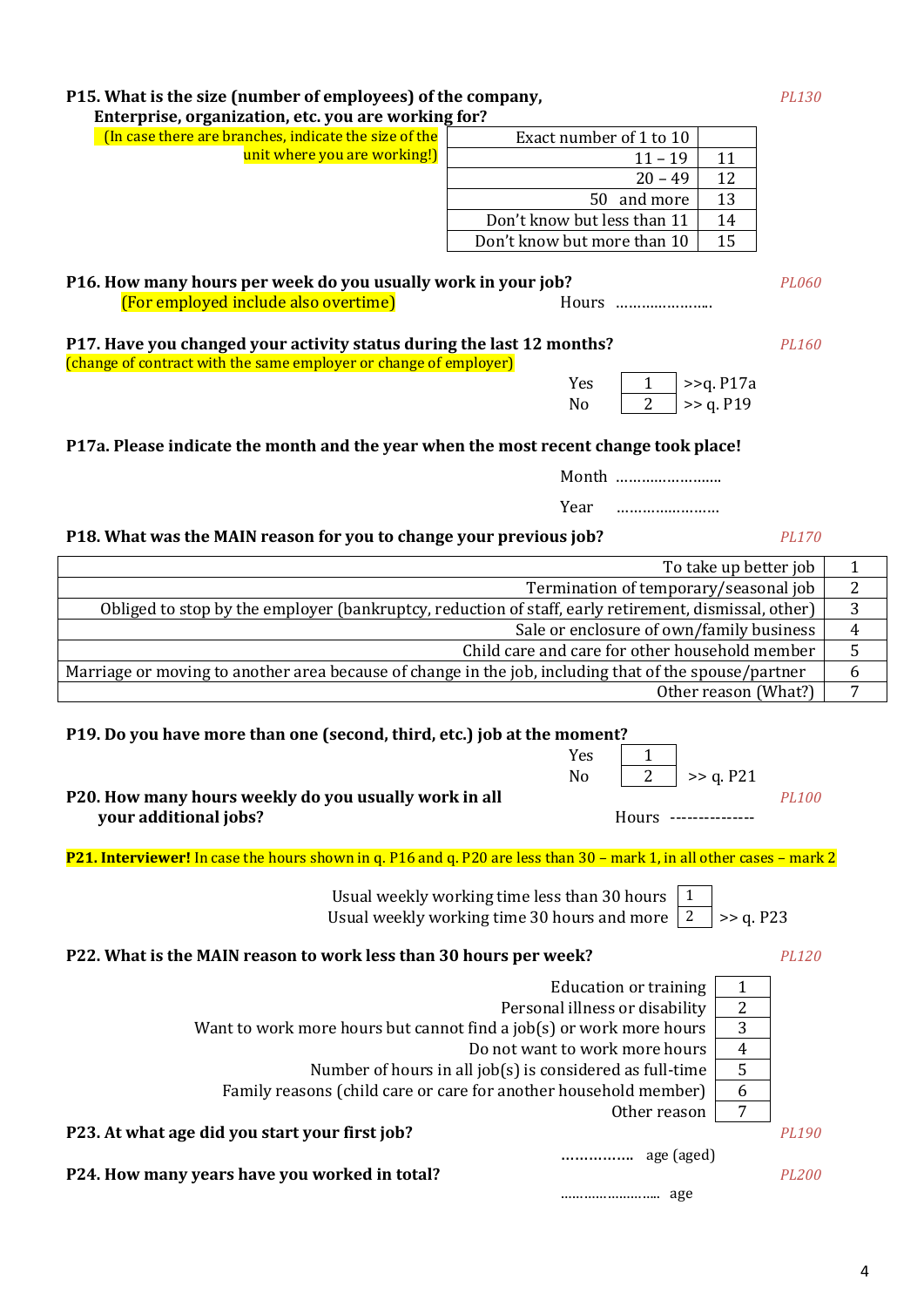**P15. What is the size (number of employees) of the company, Enterprise, organization, etc. you are working for?** *PL130*

(In case there are branches, indicate the size of the unit where you are working!)

| | |
|---|---|
| Exact number of 1 to 10 | |
| 11 – 19 | 11 |
| 20 – 49 | 12 |
| 50 and more | 13 |
| Don't know but less than 11 | 14 |
| Don't know but more than 10 | 15 |

**P16. How many hours per week do you usually work in your job?** *PL060*

(For employed include also overtime)

Hours …………………..

**P17. Have you changed your activity status during the last 12 months?** *PL160*

(change of contract with the same employer or change of employer)

| | | |
|---|---|---|
| Yes | 1 | >>q. P17a |
| No | 2 | >> q. P19 |

**P17a. Please indicate the month and the year when the most recent change took place!**

Month ……………………

Year ……………………

**P18. What was the MAIN reason for you to change your previous job?** *PL170*

| | |
|---|---|
| To take up better job | 1 |
| Termination of temporary/seasonal job | 2 |
| Obliged to stop by the employer (bankruptcy, reduction of staff, early retirement, dismissal, other) | 3 |
| Sale or enclosure of own/family business | 4 |
| Child care and care for other household member | 5 |
| Marriage or moving to another area because of change in the job, including that of the spouse/partner | 6 |
| Other reason (What?) | 7 |

**P19. Do you have more than one (second, third, etc.) job at the moment?**

| | | |
|---|---|---|
| Yes | 1 | |
| No | 2 | >> q. P21 |

**P20. How many hours weekly do you usually work in all your additional jobs?** *PL100*

Hours --------------

**P21. Interviewer!** In case the hours shown in q. P16 and q. P20 are less than 30 – mark 1, in all other cases – mark 2

| | | |
|---|---|---|
| Usual weekly working time less than 30 hours | 1 | |
| Usual weekly working time 30 hours and more | 2 | >> q. P23 |

**P22. What is the MAIN reason to work less than 30 hours per week?** *PL120*

| | |
|---|---|
| Education or training | 1 |
| Personal illness or disability | 2 |
| Want to work more hours but cannot find a job(s) or work more hours | 3 |
| Do not want to work more hours | 4 |
| Number of hours in all job(s) is considered as full-time | 5 |
| Family reasons (child care or care for another household member) | 6 |
| Other reason | 7 |

**P23. At what age did you start your first job?** *PL190*

……………. age (aged)

**P24. How many years have you worked in total?** *PL200*

…………………… age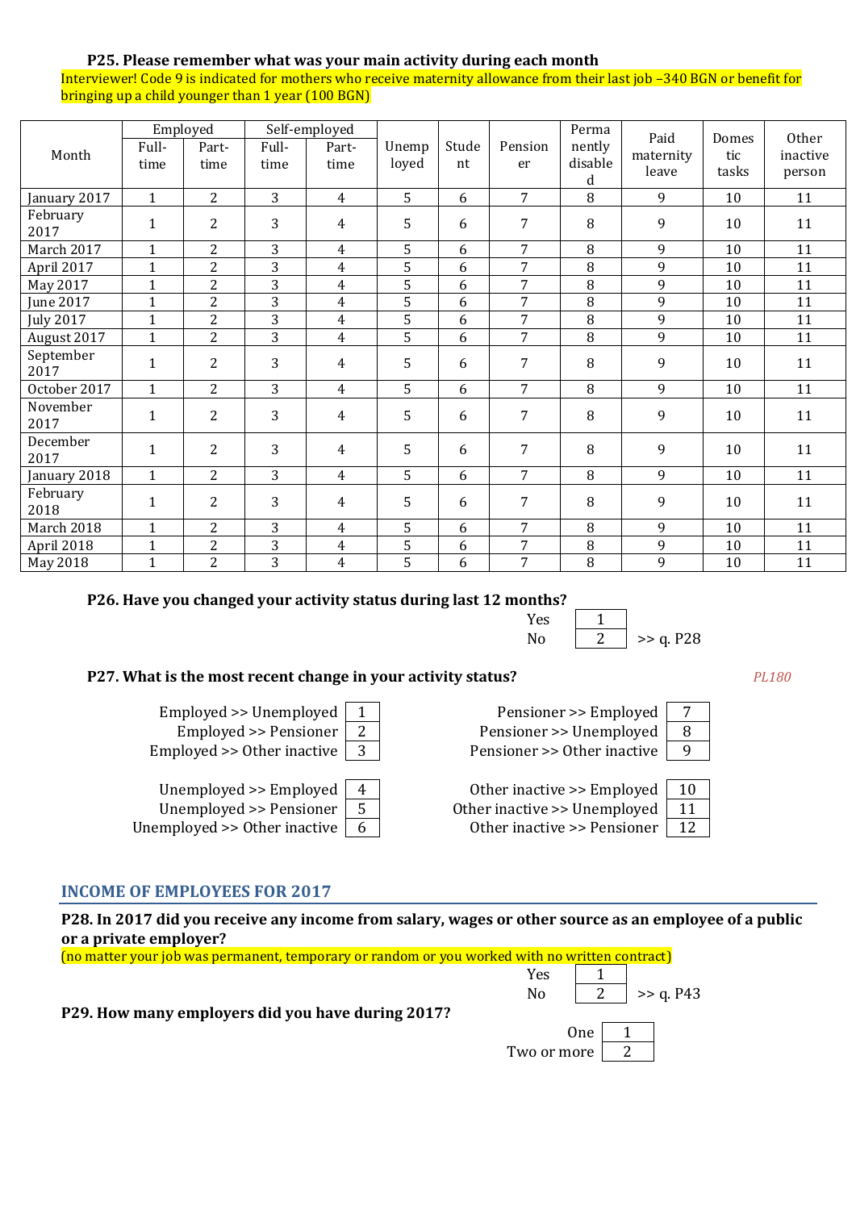**P25. Please remember what was your main activity during each month**

Interviewer! Code 9 is indicated for mothers who receive maternity allowance from their last job –340 BGN or benefit for bringing up a child younger than 1 year (100 BGN)

| Month | Employed | | Self-employed | | Unemployed | Student | Pensioner | Permanently disabled | Paid maternity leave | Domestic tasks | Other inactive person |
|---|---|---|---|---|---|---|---|---|---|---|---|
| | Full-time | Part-time | Full-time | Part-time | | | | | | | |
| January 2017 | 1 | 2 | 3 | 4 | 5 | 6 | 7 | 8 | 9 | 10 | 11 |
| February 2017 | 1 | 2 | 3 | 4 | 5 | 6 | 7 | 8 | 9 | 10 | 11 |
| March 2017 | 1 | 2 | 3 | 4 | 5 | 6 | 7 | 8 | 9 | 10 | 11 |
| April 2017 | 1 | 2 | 3 | 4 | 5 | 6 | 7 | 8 | 9 | 10 | 11 |
| May 2017 | 1 | 2 | 3 | 4 | 5 | 6 | 7 | 8 | 9 | 10 | 11 |
| June 2017 | 1 | 2 | 3 | 4 | 5 | 6 | 7 | 8 | 9 | 10 | 11 |
| July 2017 | 1 | 2 | 3 | 4 | 5 | 6 | 7 | 8 | 9 | 10 | 11 |
| August 2017 | 1 | 2 | 3 | 4 | 5 | 6 | 7 | 8 | 9 | 10 | 11 |
| September 2017 | 1 | 2 | 3 | 4 | 5 | 6 | 7 | 8 | 9 | 10 | 11 |
| October 2017 | 1 | 2 | 3 | 4 | 5 | 6 | 7 | 8 | 9 | 10 | 11 |
| November 2017 | 1 | 2 | 3 | 4 | 5 | 6 | 7 | 8 | 9 | 10 | 11 |
| December 2017 | 1 | 2 | 3 | 4 | 5 | 6 | 7 | 8 | 9 | 10 | 11 |
| January 2018 | 1 | 2 | 3 | 4 | 5 | 6 | 7 | 8 | 9 | 10 | 11 |
| February 2018 | 1 | 2 | 3 | 4 | 5 | 6 | 7 | 8 | 9 | 10 | 11 |
| March 2018 | 1 | 2 | 3 | 4 | 5 | 6 | 7 | 8 | 9 | 10 | 11 |
| April 2018 | 1 | 2 | 3 | 4 | 5 | 6 | 7 | 8 | 9 | 10 | 11 |
| May 2018 | 1 | 2 | 3 | 4 | 5 | 6 | 7 | 8 | 9 | 10 | 11 |

**P26. Have you changed your activity status during last 12 months?**

| | | |
|---|---|---|
| Yes | 1 | |
| No | 2 | >> q. P28 |

**P27. What is the most recent change in your activity status?** *PL180*

| | | | |
|---|---|---|---|
| Employed >> Unemployed | 1 | Pensioner >> Employed | 7 |
| Employed >> Pensioner | 2 | Pensioner >> Unemployed | 8 |
| Employed >> Other inactive | 3 | Pensioner >> Other inactive | 9 |
| Unemployed >> Employed | 4 | Other inactive >> Employed | 10 |
| Unemployed >> Pensioner | 5 | Other inactive >> Unemployed | 11 |
| Unemployed >> Other inactive | 6 | Other inactive >> Pensioner | 12 |

## INCOME OF EMPLOYEES FOR 2017

**P28. In 2017 did you receive any income from salary, wages or other source as an employee of a public or a private employer?**

(no matter your job was permanent, temporary or random or you worked with no written contract)

| | | |
|---|---|---|
| Yes | 1 | |
| No | 2 | >> q. P43 |

**P29. How many employers did you have during 2017?**

| | |
|---|---|
| One | 1 |
| Two or more | 2 |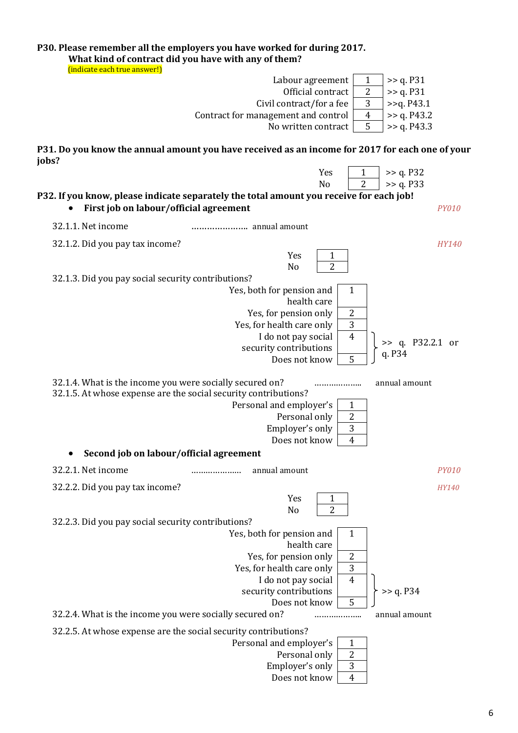**P30. Please remember all the employers you have worked for during 2017.**
**What kind of contract did you have with any of them?**
(indicate each true answer!)

| | | |
|---|---|---|
| Labour agreement | 1 | >> q. P31 |
| Official contract | 2 | >> q. P31 |
| Civil contract/for a fee | 3 | >>q. P43.1 |
| Contract for management and control | 4 | >> q. P43.2 |
| No written contract | 5 | >> q. P43.3 |

**P31. Do you know the annual amount you have received as an income for 2017 for each one of your jobs?**

| | | |
|---|---|---|
| Yes | 1 | >> q. P32 |
| No | 2 | >> q. P33 |

**P32. If you know, please indicate separately the total amount you receive for each job!**

- **First job on labour/official agreement** *PY010*

32.1.1. Net income ………………… annual amount

32.1.2. Did you pay tax income? *HY140*

| | |
|---|---|
| Yes | 1 |
| No | 2 |

32.1.3. Did you pay social security contributions?

| | | |
|---|---|---|
| Yes, both for pension and health care | 1 | |
| Yes, for pension only | 2 | |
| Yes, for health care only | 3 | |
| I do not pay social security contributions | 4 | >> q. P32.2.1 or q. P34 |
| Does not know | 5 | >> q. P32.2.1 or q. P34 |

32.1.4. What is the income you were socially secured on? ……………….. annual amount

32.1.5. At whose expense are the social security contributions?

| | |
|---|---|
| Personal and employer's | 1 |
| Personal only | 2 |
| Employer's only | 3 |
| Does not know | 4 |

- **Second job on labour/official agreement**

32.2.1. Net income ………………… annual amount *PY010*

32.2.2. Did you pay tax income? *HY140*

| | |
|---|---|
| Yes | 1 |
| No | 2 |

32.2.3. Did you pay social security contributions?

| | | |
|---|---|---|
| Yes, both for pension and health care | 1 | |
| Yes, for pension only | 2 | |
| Yes, for health care only | 3 | |
| I do not pay social security contributions | 4 | >> q. P34 |
| Does not know | 5 | >> q. P34 |

32.2.4. What is the income you were socially secured on? ……………….. annual amount

32.2.5. At whose expense are the social security contributions?

| | |
|---|---|
| Personal and employer's | 1 |
| Personal only | 2 |
| Employer's only | 3 |
| Does not know | 4 |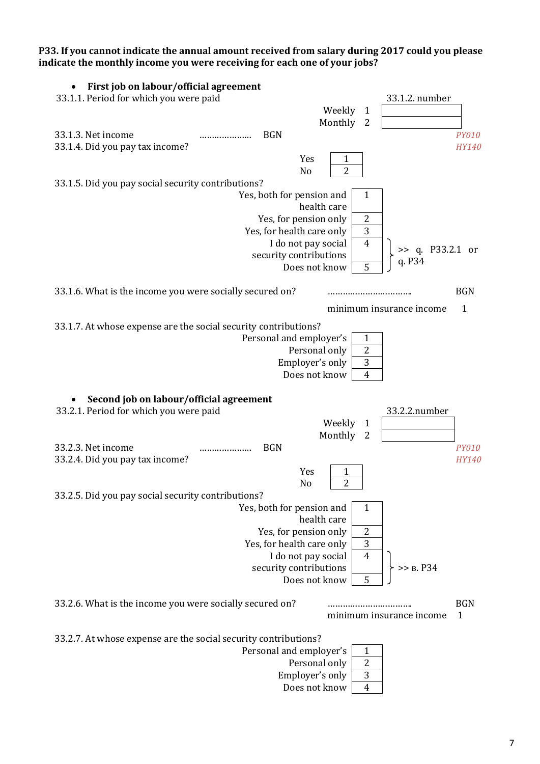**P33. If you cannot indicate the annual amount received from salary during 2017 could you please indicate the monthly income you were receiving for each one of your jobs?**

- **First job on labour/official agreement**

33.1.1. Period for which you were paid

| | | 33.1.2. number |
|---|---|---|
| Weekly | 1 | |
| Monthly | 2 | |

33.1.3. Net income ………………… BGN *PY010*

33.1.4. Did you pay tax income? *HY140*

| | |
|---|---|
| Yes | 1 |
| No | 2 |

33.1.5. Did you pay social security contributions?

| | | |
|---|---|---|
| Yes, both for pension and health care | 1 | |
| Yes, for pension only | 2 | |
| Yes, for health care only | 3 | |
| I do not pay social security contributions | 4 | >> q. P33.2.1 or q. P34 |
| Does not know | 5 | >> q. P33.2.1 or q. P34 |

33.1.6. What is the income you were socially secured on? …………………………… BGN

minimum insurance income 1

33.1.7. At whose expense are the social security contributions?

| | |
|---|---|
| Personal and employer's | 1 |
| Personal only | 2 |
| Employer's only | 3 |
| Does not know | 4 |

- **Second job on labour/official agreement**

33.2.1. Period for which you were paid

| | | 33.2.2.number |
|---|---|---|
| Weekly | 1 | |
| Monthly | 2 | |

33.2.3. Net income ………………… BGN *PY010*

33.2.4. Did you pay tax income? *HY140*

| | |
|---|---|
| Yes | 1 |
| No | 2 |

33.2.5. Did you pay social security contributions?

| | | |
|---|---|---|
| Yes, both for pension and health care | 1 | |
| Yes, for pension only | 2 | |
| Yes, for health care only | 3 | |
| I do not pay social security contributions | 4 | >> в. P34 |
| Does not know | 5 | >> в. P34 |

33.2.6. What is the income you were socially secured on? …………………………… BGN

minimum insurance income 1

33.2.7. At whose expense are the social security contributions?

| | |
|---|---|
| Personal and employer's | 1 |
| Personal only | 2 |
| Employer's only | 3 |
| Does not know | 4 |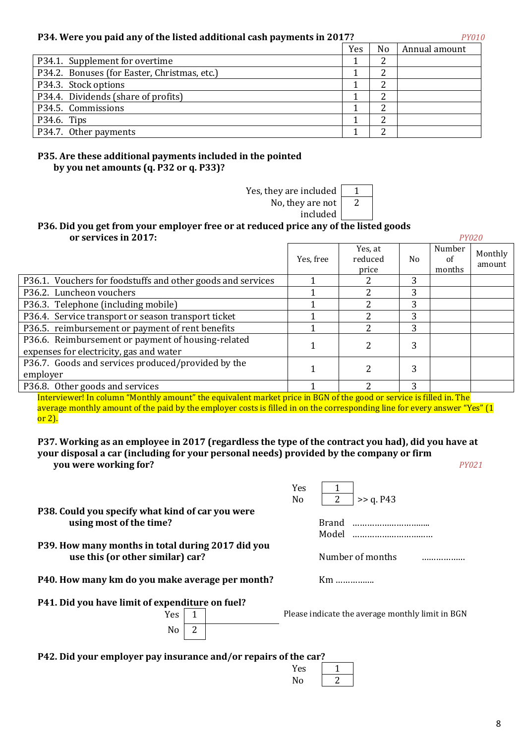**P34. Were you paid any of the listed additional cash payments in 2017?** *PY010*

| | Yes | No | Annual amount |
|---|---|---|---|
| P34.1. Supplement for overtime | 1 | 2 | |
| P34.2. Bonuses (for Easter, Christmas, etc.) | 1 | 2 | |
| P34.3. Stock options | 1 | 2 | |
| P34.4. Dividends (share of profits) | 1 | 2 | |
| P34.5. Commissions | 1 | 2 | |
| P34.6. Tips | 1 | 2 | |
| P34.7. Other payments | 1 | 2 | |

**P35. Are these additional payments included in the pointed by you net amounts (q. P32 or q. P33)?**

| | |
|---|---|
| Yes, they are included | 1 |
| No, they are not included | 2 |

**P36. Did you get from your employer free or at reduced price any of the listed goods or services in 2017:** *PY020*

| | Yes, free | Yes, at reduced price | No | Number of months | Monthly amount |
|---|---|---|---|---|---|
| P36.1. Vouchers for foodstuffs and other goods and services | 1 | 2 | 3 | | |
| P36.2. Luncheon vouchers | 1 | 2 | 3 | | |
| P36.3. Telephone (including mobile) | 1 | 2 | 3 | | |
| P36.4. Service transport or season transport ticket | 1 | 2 | 3 | | |
| P36.5. reimbursement or payment of rent benefits | 1 | 2 | 3 | | |
| P36.6. Reimbursement or payment of housing-related expenses for electricity, gas and water | 1 | 2 | 3 | | |
| P36.7. Goods and services produced/provided by the employer | 1 | 2 | 3 | | |
| P36.8. Other goods and services | 1 | 2 | 3 | | |

Interviewer! In column "Monthly amount" the equivalent market price in BGN of the good or service is filled in. The average monthly amount of the paid by the employer costs is filled in on the corresponding line for every answer "Yes" (1 or 2).

**P37. Working as an employee in 2017 (regardless the type of the contract you had), did you have at your disposal a car (including for your personal needs) provided by the company or firm you were working for?** *PY021*

| | | |
|---|---|---|
| Yes | 1 | |
| No | 2 | >> q. P43 |

**P38. Could you specify what kind of car you were using most of the time?**

Brand ……………………………

Model ……………………………

**P39. How many months in total during 2017 did you use this (or other similar) car?**

Number of months ………………

**P40. How many km do you make average per month?**

Km ……………

**P41. Did you have limit of expenditure on fuel?**

| | | |
|---|---|---|
| Yes | 1 | Please indicate the average monthly limit in BGN |
| No | 2 | |

**P42. Did your employer pay insurance and/or repairs of the car?**

| | |
|---|---|
| Yes | 1 |
| No | 2 |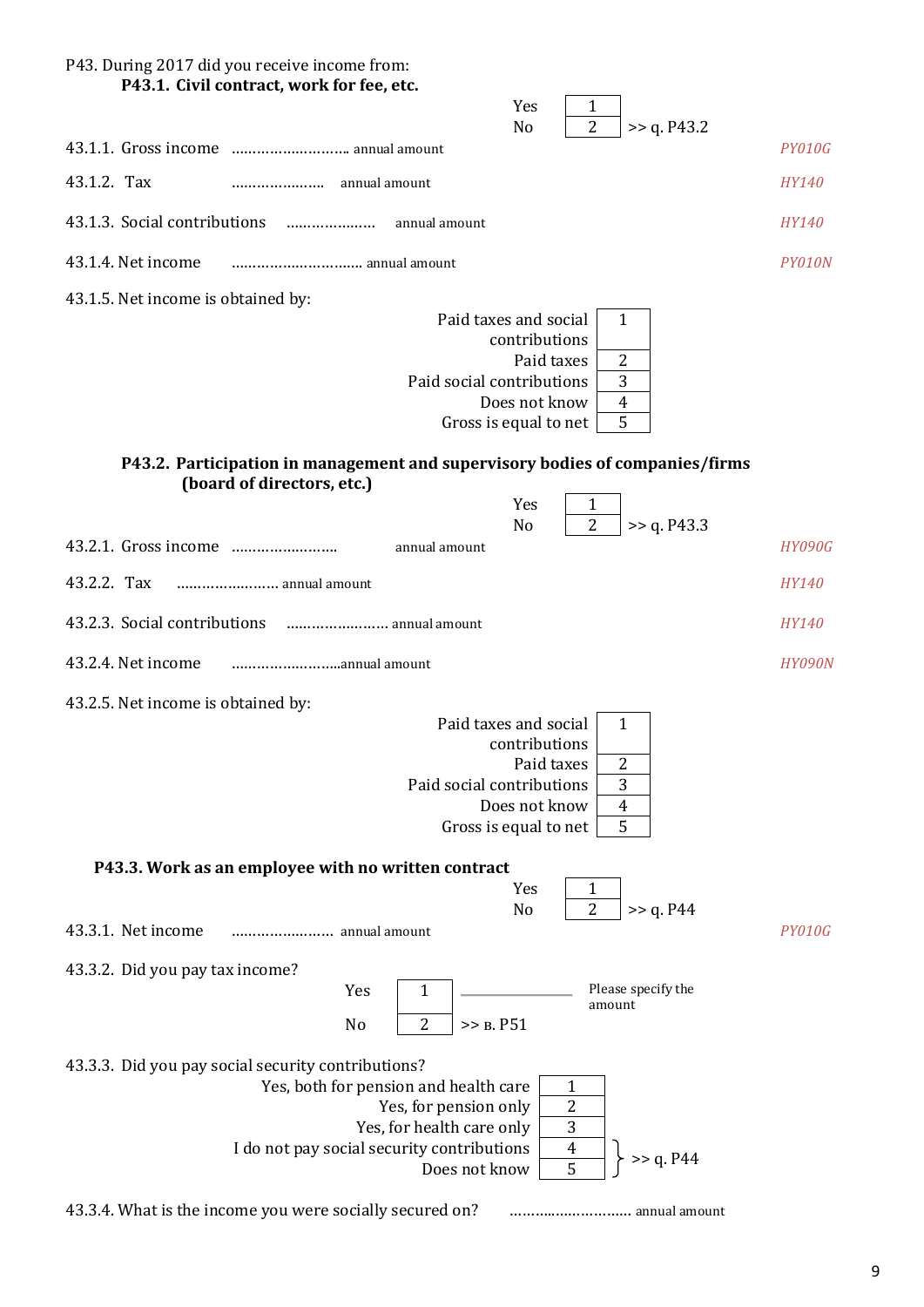P43. During 2017 did you receive income from:

**P43.1. Civil contract, work for fee, etc.**

| | | |
|---|---|---|
| Yes | 1 | |
| No | 2 | >> q. P43.2 |

43.1.1. Gross income ……………………... annual amount *PY010G*

43.1.2. Tax ………………… annual amount *HY140*

43.1.3. Social contributions ………………… annual amount *HY140*

43.1.4. Net income ………………………… annual amount *PY010N*

43.1.5. Net income is obtained by:

| | |
|---|---|
| Paid taxes and social contributions | 1 |
| Paid taxes | 2 |
| Paid social contributions | 3 |
| Does not know | 4 |
| Gross is equal to net | 5 |

**P43.2. Participation in management and supervisory bodies of companies/firms (board of directors, etc.)**

| | | |
|---|---|---|
| Yes | 1 | |
| No | 2 | >> q. P43.3 |

43.2.1. Gross income …………………… annual amount *HY090G*

43.2.2. Tax …………………… annual amount *HY140*

43.2.3. Social contributions …………………… annual amount *HY140*

43.2.4. Net income ……………………..annual amount *HY090N*

43.2.5. Net income is obtained by:

| | |
|---|---|
| Paid taxes and social contributions | 1 |
| Paid taxes | 2 |
| Paid social contributions | 3 |
| Does not know | 4 |
| Gross is equal to net | 5 |

**P43.3. Work as an employee with no written contract**

| | | |
|---|---|---|
| Yes | 1 | |
| No | 2 | >> q. P44 |

43.3.1. Net income …………………… annual amount *PY010G*

43.3.2. Did you pay tax income?

| | | |
|---|---|---|
| Yes | 1 | ________ Please specify the amount |
| No | 2 | >> в. P51 |

43.3.3. Did you pay social security contributions?

| | | |
|---|---|---|
| Yes, both for pension and health care | 1 | |
| Yes, for pension only | 2 | |
| Yes, for health care only | 3 | |
| I do not pay social security contributions | 4 | >> q. P44 |
| Does not know | 5 | >> q. P44 |

43.3.4. What is the income you were socially secured on? ……………………… annual amount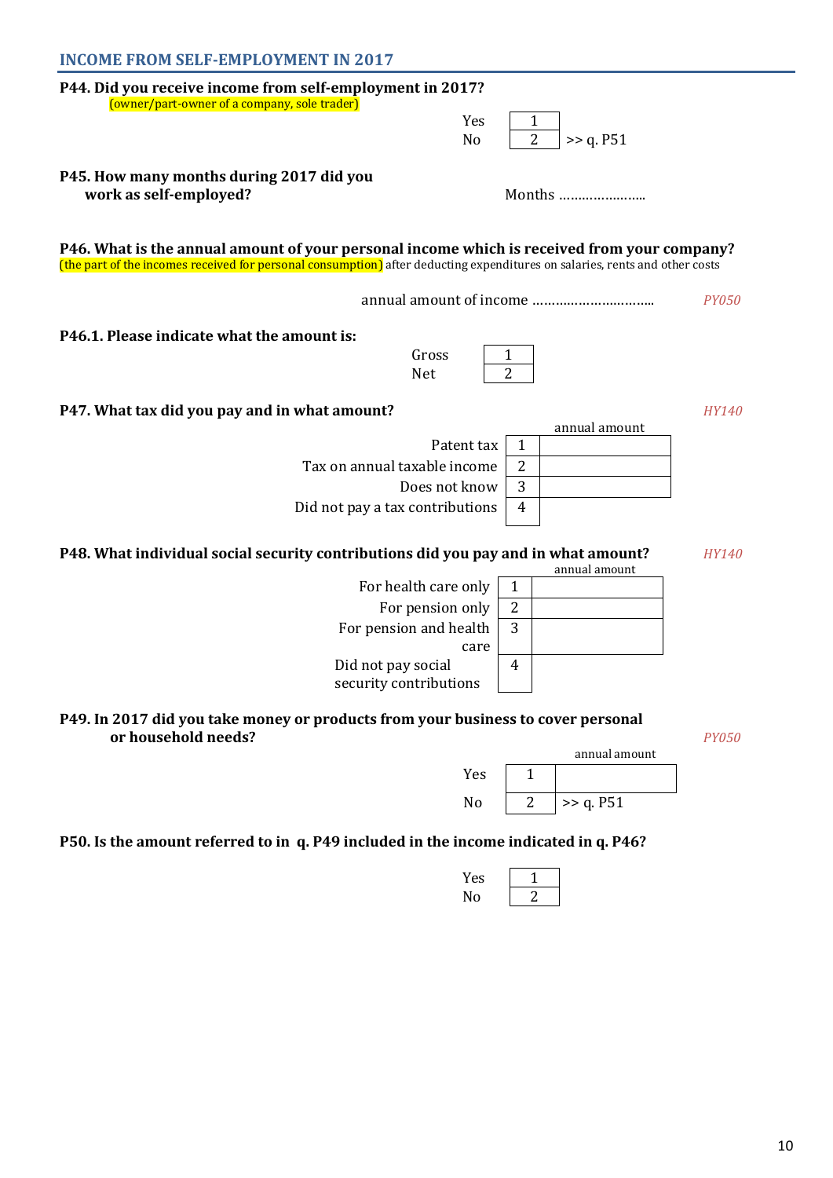## INCOME FROM SELF-EMPLOYMENT IN 2017

**P44. Did you receive income from self-employment in 2017?**
(owner/part-owner of a company, sole trader)

| | | |
|---|---|---|
| Yes | 1 | |
| No | 2 | >> q. P51 |

**P45. How many months during 2017 did you work as self-employed?**

Months …………………..

**P46. What is the annual amount of your personal income which is received from your company?**
(the part of the incomes received for personal consumption) after deducting expenditures on salaries, rents and other costs

annual amount of income ………………………….. *PY050*

**P46.1. Please indicate what the amount is:**

| | |
|---|---|
| Gross | 1 |
| Net | 2 |

**P47. What tax did you pay and in what amount?** *HY140*

| | | annual amount |
|---|---|---|
| Patent tax | 1 | |
| Tax on annual taxable income | 2 | |
| Does not know | 3 | |
| Did not pay a tax contributions | 4 | |

**P48. What individual social security contributions did you pay and in what amount?** *HY140*

| | | annual amount |
|---|---|---|
| For health care only | 1 | |
| For pension only | 2 | |
| For pension and health care | 3 | |
| Did not pay social security contributions | 4 | |

**P49. In 2017 did you take money or products from your business to cover personal or household needs?** *PY050*

| | | annual amount |
|---|---|---|
| Yes | 1 | |
| No | 2 | >> q. P51 |

**P50. Is the amount referred to in q. P49 included in the income indicated in q. P46?**

| | |
|---|---|
| Yes | 1 |
| No | 2 |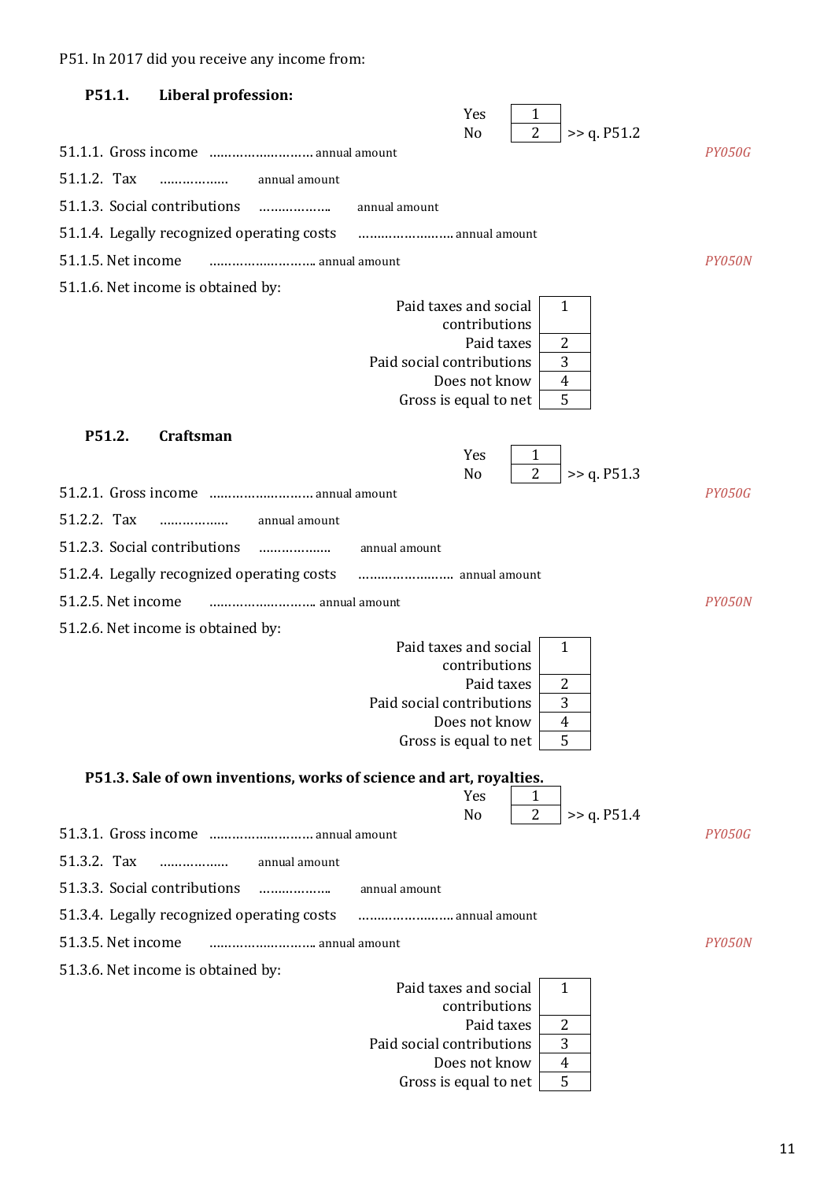P51. In 2017 did you receive any income from:

**P51.1. Liberal profession:**

| | | |
|---|---|---|
| Yes | 1 | |
| No | 2 | >> q. P51.2 |

51.1.1. Gross income ……………………… annual amount *PY050G*

51.1.2. Tax …………….. annual amount

51.1.3. Social contributions ……………… annual amount

51.1.4. Legally recognized operating costs …………………… annual amount

51.1.5. Net income ……………………… annual amount *PY050N*

51.1.6. Net income is obtained by:

| | |
|---|---|
| Paid taxes and social contributions | 1 |
| Paid taxes | 2 |
| Paid social contributions | 3 |
| Does not know | 4 |
| Gross is equal to net | 5 |

**P51.2. Craftsman**

| | | |
|---|---|---|
| Yes | 1 | |
| No | 2 | >> q. P51.3 |

51.2.1. Gross income ……………………… annual amount *PY050G*

51.2.2. Tax …………….. annual amount

51.2.3. Social contributions ……………… annual amount

51.2.4. Legally recognized operating costs …………………… annual amount

51.2.5. Net income ……………………… annual amount *PY050N*

51.2.6. Net income is obtained by:

| | |
|---|---|
| Paid taxes and social contributions | 1 |
| Paid taxes | 2 |
| Paid social contributions | 3 |
| Does not know | 4 |
| Gross is equal to net | 5 |

**P51.3. Sale of own inventions, works of science and art, royalties.**

| | | |
|---|---|---|
| Yes | 1 | |
| No | 2 | >> q. P51.4 |

51.3.1. Gross income ……………………… annual amount *PY050G*

51.3.2. Tax …………….. annual amount

51.3.3. Social contributions ……………… annual amount

51.3.4. Legally recognized operating costs …………………… annual amount

51.3.5. Net income ……………………… annual amount *PY050N*

51.3.6. Net income is obtained by:

| | |
|---|---|
| Paid taxes and social contributions | 1 |
| Paid taxes | 2 |
| Paid social contributions | 3 |
| Does not know | 4 |
| Gross is equal to net | 5 |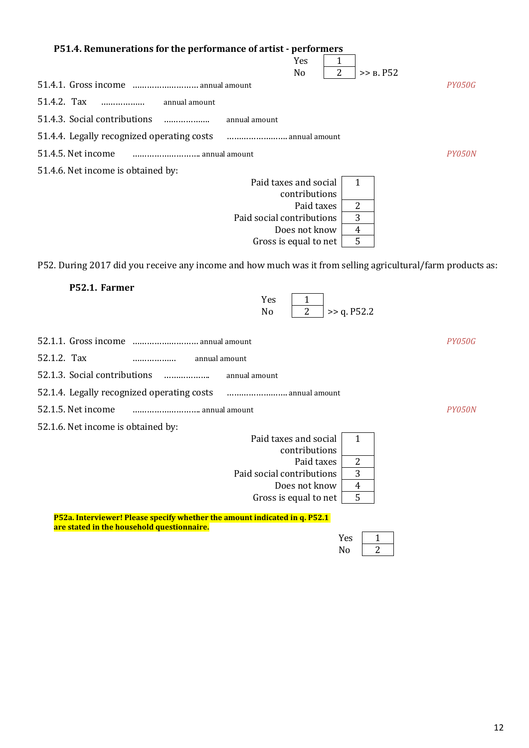**P51.4. Remunerations for the performance of artist - performers**

| | | |
|---|---|---|
| Yes | 1 | |
| No | 2 | >> в. P52 |

51.4.1. Gross income ……………………… annual amount *PY050G*

51.4.2. Tax ……………… annual amount

51.4.3. Social contributions ……………… annual amount

51.4.4. Legally recognized operating costs …………………… annual amount

51.4.5. Net income ……………………… annual amount *PY050N*

51.4.6. Net income is obtained by:

| | |
|---|---|
| Paid taxes and social contributions | 1 |
| Paid taxes | 2 |
| Paid social contributions | 3 |
| Does not know | 4 |
| Gross is equal to net | 5 |

P52. During 2017 did you receive any income and how much was it from selling agricultural/farm products as:

**P52.1. Farmer**

| | | |
|---|---|---|
| Yes | 1 | |
| No | 2 | >> q. P52.2 |

52.1.1. Gross income ……………………… annual amount *PY050G*

52.1.2. Tax ……………… annual amount

52.1.3. Social contributions ……………… annual amount

52.1.4. Legally recognized operating costs …………………… annual amount

52.1.5. Net income ……………………… annual amount *PY050N*

52.1.6. Net income is obtained by:

| | |
|---|---|
| Paid taxes and social contributions | 1 |
| Paid taxes | 2 |
| Paid social contributions | 3 |
| Does not know | 4 |
| Gross is equal to net | 5 |

**P52a. Interviewer! Please specify whether the amount indicated in q. P52.1 are stated in the household questionnaire.**

| | |
|---|---|
| Yes | 1 |
| No | 2 |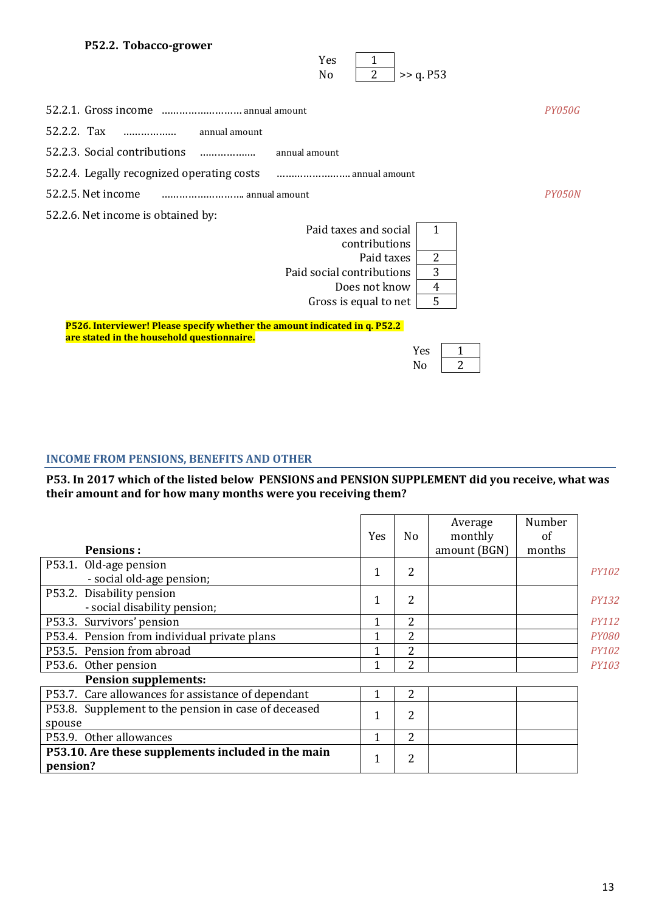**P52.2. Tobacco-grower**

| | |
|---|---|
| Yes | 1 |
| No | 2 >> q. P53 |

52.2.1. Gross income ……………………… annual amount *PY050G*

52.2.2. Tax ……………… annual amount

52.2.3. Social contributions ……………… annual amount

52.2.4. Legally recognized operating costs …………………… annual amount

52.2.5. Net income ……………………… annual amount *PY050N*

52.2.6. Net income is obtained by:

| | |
|---|---|
| Paid taxes and social contributions | 1 |
| Paid taxes | 2 |
| Paid social contributions | 3 |
| Does not know | 4 |
| Gross is equal to net | 5 |

**P526. Interviewer! Please specify whether the amount indicated in q. P52.2 are stated in the household questionnaire.**

| | |
|---|---|
| Yes | 1 |
| No | 2 |

## INCOME FROM PENSIONS, BENEFITS AND OTHER

**P53. In 2017 which of the listed below PENSIONS and PENSION SUPPLEMENT did you receive, what was their amount and for how many months were you receiving them?**

| **Pensions :** | Yes | No | Average monthly amount (BGN) | Number of months | |
|---|---|---|---|---|---|
| P53.1. Old-age pension - social old-age pension; | 1 | 2 | | | *PY102* |
| P53.2. Disability pension - social disability pension; | 1 | 2 | | | *PY132* |
| P53.3. Survivors' pension | 1 | 2 | | | *PY112* |
| P53.4. Pension from individual private plans | 1 | 2 | | | *PY080* |
| P53.5. Pension from abroad | 1 | 2 | | | *PY102* |
| P53.6. Other pension | 1 | 2 | | | *PY103* |
| **Pension supplements:** | | | | | |
| P53.7. Care allowances for assistance of dependant | 1 | 2 | | | |
| P53.8. Supplement to the pension in case of deceased spouse | 1 | 2 | | | |
| P53.9. Other allowances | 1 | 2 | | | |
| **P53.10. Are these supplements included in the main pension?** | 1 | 2 | | | |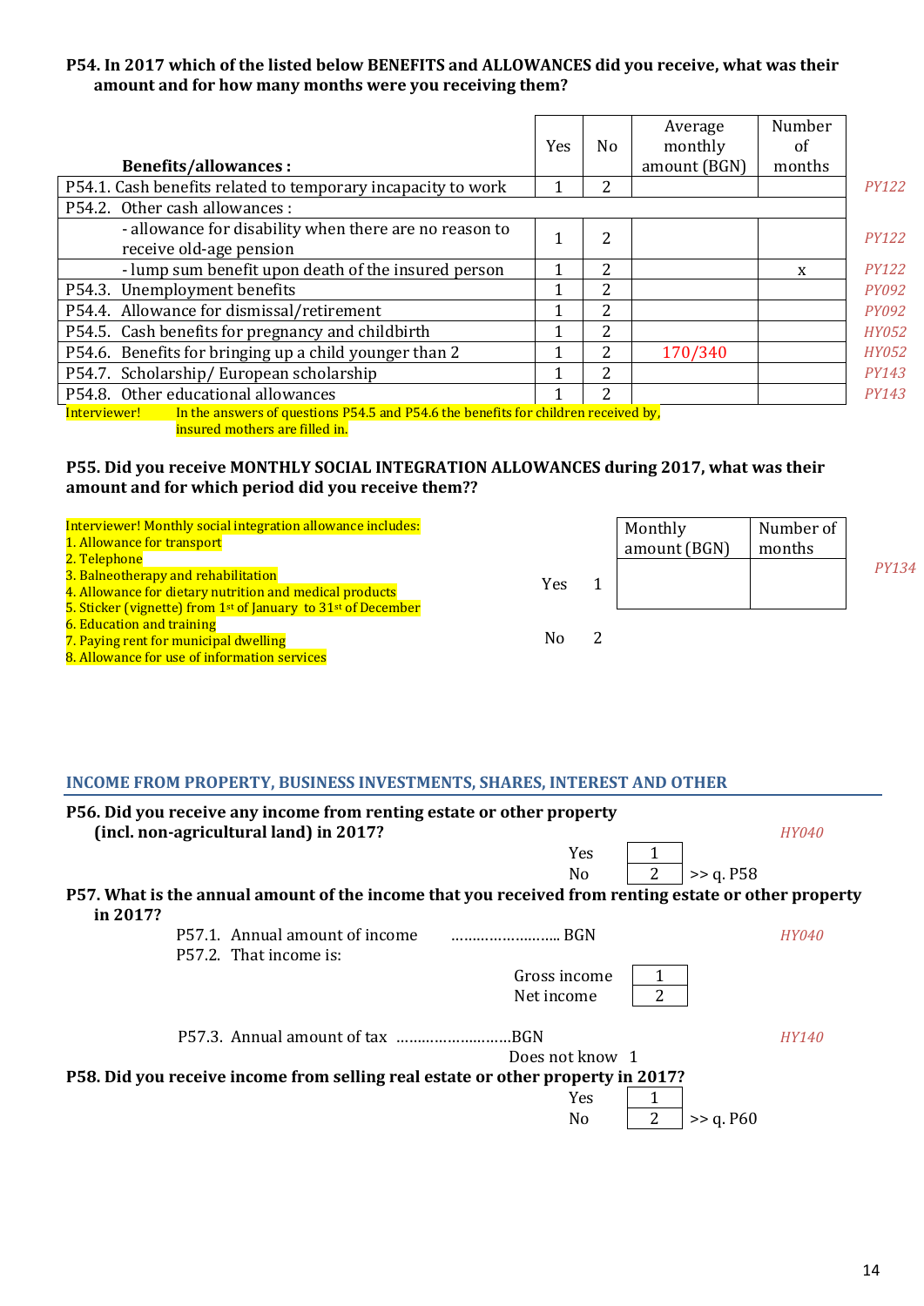**P54. In 2017 which of the listed below BENEFITS and ALLOWANCES did you receive, what was their amount and for how many months were you receiving them?**

| Benefits/allowances : | Yes | No | Average monthly amount (BGN) | Number of months | |
|---|---|---|---|---|---|
| P54.1. Cash benefits related to temporary incapacity to work | 1 | 2 | | | *PY122* |
| P54.2. Other cash allowances : | | | | | |
| - allowance for disability when there are no reason to receive old-age pension | 1 | 2 | | | *PY122* |
| - lump sum benefit upon death of the insured person | 1 | 2 | | x | *PY122* |
| P54.3. Unemployment benefits | 1 | 2 | | | *PY092* |
| P54.4. Allowance for dismissal/retirement | 1 | 2 | | | *PY092* |
| P54.5. Cash benefits for pregnancy and childbirth | 1 | 2 | | | *HY052* |
| P54.6. Benefits for bringing up a child younger than 2 | 1 | 2 | 170/340 | | *HY052* |
| P54.7. Scholarship/ European scholarship | 1 | 2 | | | *PY143* |
| P54.8. Other educational allowances | 1 | 2 | | | *PY143* |

Interviewer! In the answers of questions P54.5 and P54.6 the benefits for children received by, insured mothers are filled in.

**P55. Did you receive MONTHLY SOCIAL INTEGRATION ALLOWANCES during 2017, what was their amount and for which period did you receive them??**

Interviewer! Monthly social integration allowance includes:
1. Allowance for transport
2. Telephone
3. Balneotherapy and rehabilitation
4. Allowance for dietary nutrition and medical products
5. Sticker (vignette) from 1st of January to 31st of December
6. Education and training
7. Paying rent for municipal dwelling
8. Allowance for use of information services

| | | Monthly amount (BGN) | Number of months | |
|---|---|---|---|---|
| Yes | 1 | | | *PY134* |
| No | 2 | | | |

## INCOME FROM PROPERTY, BUSINESS INVESTMENTS, SHARES, INTEREST AND OTHER

**P56. Did you receive any income from renting estate or other property (incl. non-agricultural land) in 2017?** *HY040*

Yes 1
No 2 >> q. P58

**P57. What is the annual amount of the income that you received from renting estate or other property in 2017?**

P57.1. Annual amount of income …………………….. BGN *HY040*

P57.2. That income is:

Gross income 1
Net income 2

P57.3. Annual amount of tax ………………………BGN *HY140*

Does not know 1

**P58. Did you receive income from selling real estate or other property in 2017?**

Yes 1
No 2 >> q. P60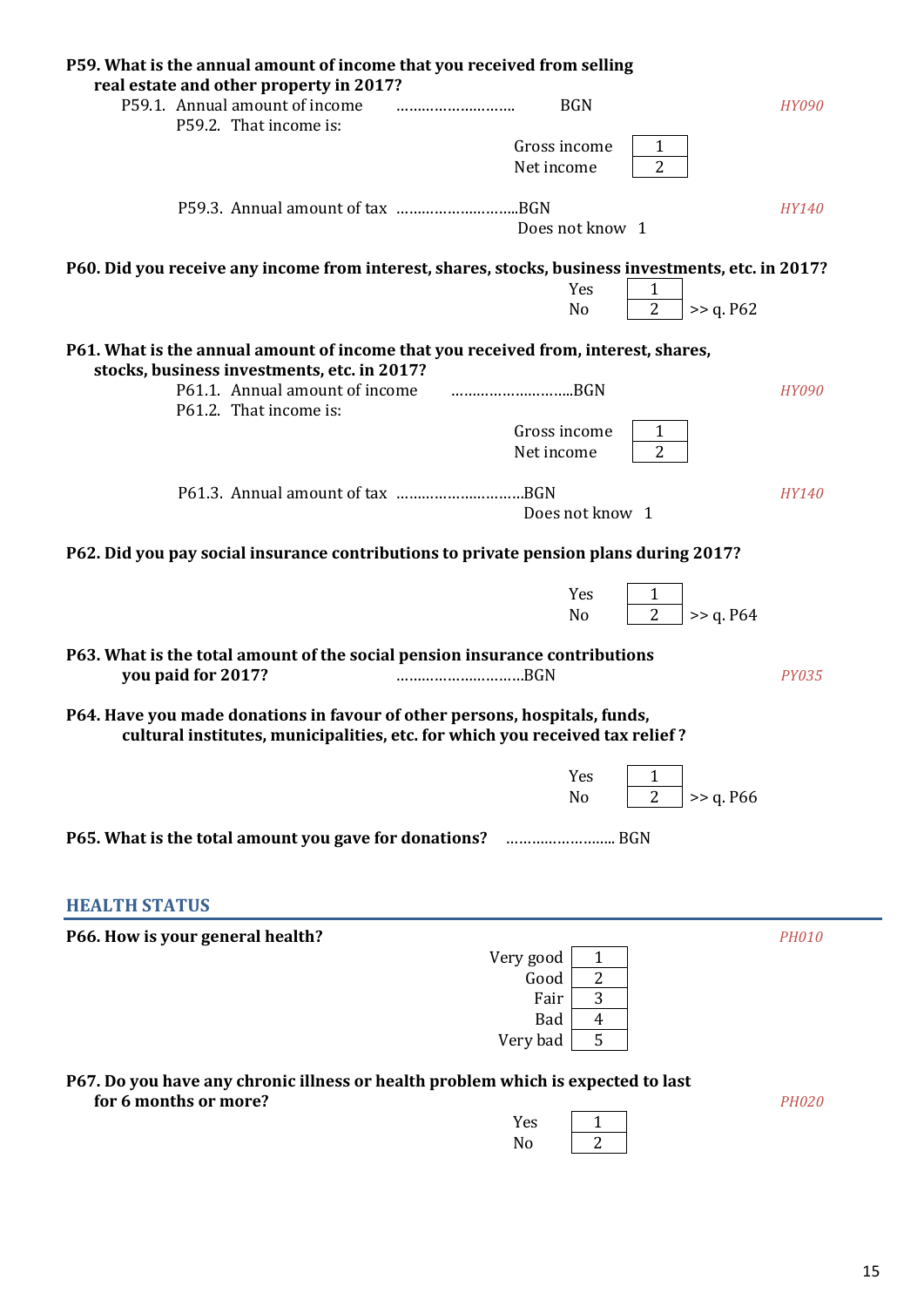**P59. What is the annual amount of income that you received from selling real estate and other property in 2017?**

P59.1. Annual amount of income ……………………… BGN *HY090*

P59.2. That income is:

| | |
|---|---|
| Gross income | 1 |
| Net income | 2 |

P59.3. Annual amount of tax ………………………..BGN *HY140*

Does not know 1

**P60. Did you receive any income from interest, shares, stocks, business investments, etc. in 2017?**

| | | |
|---|---|---|
| Yes | 1 | |
| No | 2 | >> q. P62 |

**P61. What is the annual amount of income that you received from, interest, shares, stocks, business investments, etc. in 2017?**

P61.1. Annual amount of income ………………………..BGN *HY090*

P61.2. That income is:

| | |
|---|---|
| Gross income | 1 |
| Net income | 2 |

P61.3. Annual amount of tax ………………………..BGN *HY140*

Does not know 1

**P62. Did you pay social insurance contributions to private pension plans during 2017?**

| | | |
|---|---|---|
| Yes | 1 | |
| No | 2 | >> q. P64 |

**P63. What is the total amount of the social pension insurance contributions you paid for 2017?** ………………………..BGN *PY035*

**P64. Have you made donations in favour of other persons, hospitals, funds, cultural institutes, municipalities, etc. for which you received tax relief ?**

| | | |
|---|---|---|
| Yes | 1 | |
| No | 2 | >> q. P66 |

**P65. What is the total amount you gave for donations?** …………………….. BGN

## HEALTH STATUS

**P66. How is your general health?** *PH010*

| | |
|---|---|
| Very good | 1 |
| Good | 2 |
| Fair | 3 |
| Bad | 4 |
| Very bad | 5 |

**P67. Do you have any chronic illness or health problem which is expected to last for 6 months or more?** *PH020*

| | |
|---|---|
| Yes | 1 |
| No | 2 |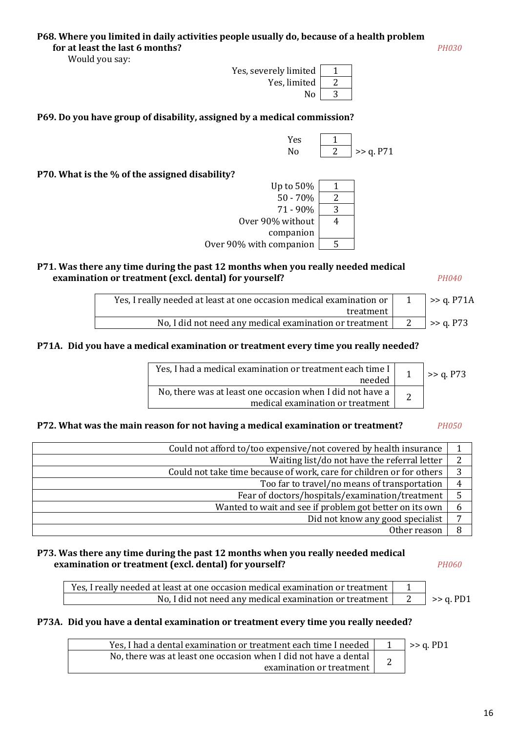**P68. Where you limited in daily activities people usually do, because of a health problem for at least the last 6 months?** *PH030*

Would you say:

| | |
|---|---|
| Yes, severely limited | 1 |
| Yes, limited | 2 |
| No | 3 |

**P69. Do you have group of disability, assigned by a medical commission?**

| | | |
|---|---|---|
| Yes | 1 | |
| No | 2 | >> q. P71 |

**P70. What is the % of the assigned disability?**

| | |
|---|---|
| Up to 50% | 1 |
| 50 - 70% | 2 |
| 71 - 90% | 3 |
| Over 90% without companion | 4 |
| Over 90% with companion | 5 |

**P71. Was there any time during the past 12 months when you really needed medical examination or treatment (excl. dental) for yourself?** *PH040*

| | | |
|---|---|---|
| Yes, I really needed at least at one occasion medical examination or treatment | 1 | >> q. P71A |
| No, I did not need any medical examination or treatment | 2 | >> q. P73 |

**P71A. Did you have a medical examination or treatment every time you really needed?**

| | | |
|---|---|---|
| Yes, I had a medical examination or treatment each time I needed | 1 | >> q. P73 |
| No, there was at least one occasion when I did not have a medical examination or treatment | 2 | |

**P72. What was the main reason for not having a medical examination or treatment?** *PH050*

| | |
|---|---|
| Could not afford to/too expensive/not covered by health insurance | 1 |
| Waiting list/do not have the referral letter | 2 |
| Could not take time because of work, care for children or for others | 3 |
| Too far to travel/no means of transportation | 4 |
| Fear of doctors/hospitals/examination/treatment | 5 |
| Wanted to wait and see if problem got better on its own | 6 |
| Did not know any good specialist | 7 |
| Other reason | 8 |

**P73. Was there any time during the past 12 months when you really needed medical examination or treatment (excl. dental) for yourself?** *PH060*

| | | |
|---|---|---|
| Yes, I really needed at least at one occasion medical examination or treatment | 1 | |
| No, I did not need any medical examination or treatment | 2 | >> q. PD1 |

**P73A. Did you have a dental examination or treatment every time you really needed?**

| | | |
|---|---|---|
| Yes, I had a dental examination or treatment each time I needed | 1 | >> q. PD1 |
| No, there was at least one occasion when I did not have a dental examination or treatment | 2 | |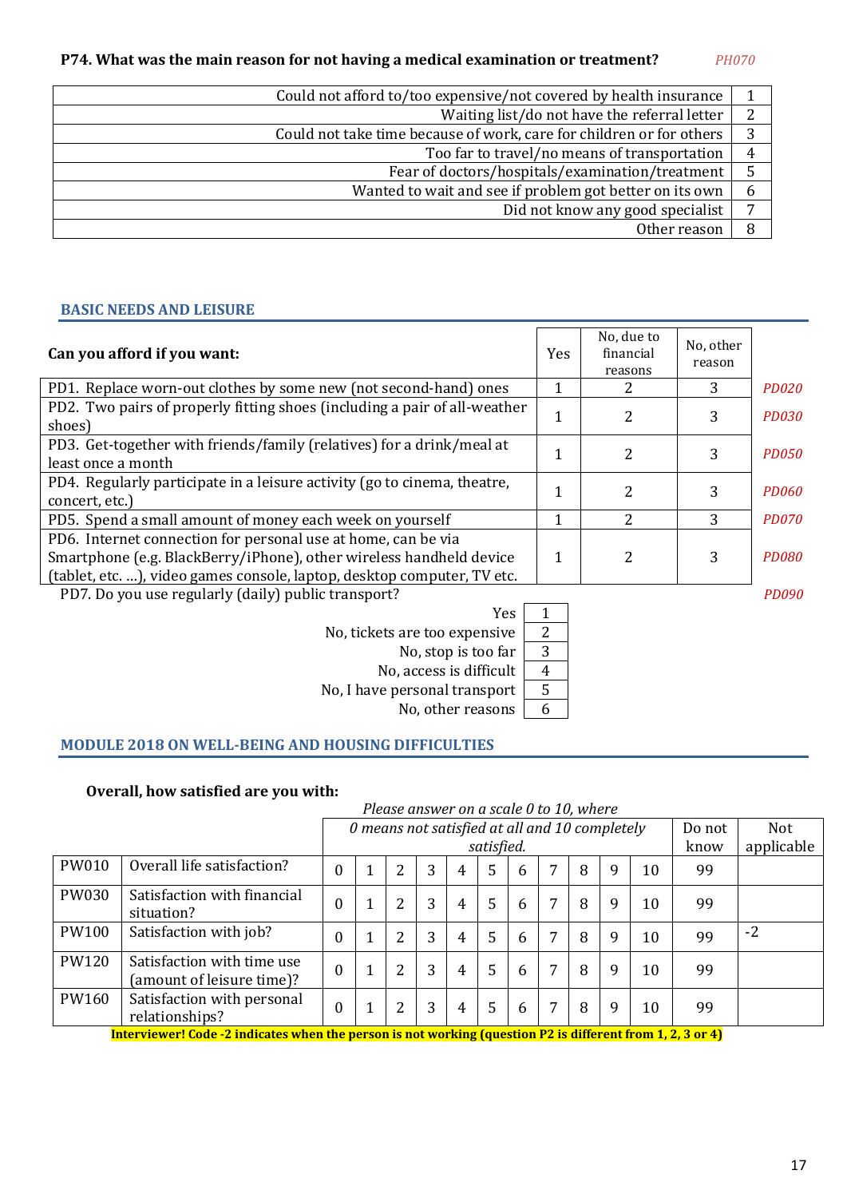**P74. What was the main reason for not having a medical examination or treatment?** *PH070*

| | |
|---|---|
| Could not afford to/too expensive/not covered by health insurance | 1 |
| Waiting list/do not have the referral letter | 2 |
| Could not take time because of work, care for children or for others | 3 |
| Too far to travel/no means of transportation | 4 |
| Fear of doctors/hospitals/examination/treatment | 5 |
| Wanted to wait and see if problem got better on its own | 6 |
| Did not know any good specialist | 7 |
| Other reason | 8 |

## BASIC NEEDS AND LEISURE

| **Can you afford if you want:** | Yes | No, due to financial reasons | No, other reason | |
|---|---|---|---|---|
| PD1. Replace worn-out clothes by some new (not second-hand) ones | 1 | 2 | 3 | *PD020* |
| PD2. Two pairs of properly fitting shoes (including a pair of all-weather shoes) | 1 | 2 | 3 | *PD030* |
| PD3. Get-together with friends/family (relatives) for a drink/meal at least once a month | 1 | 2 | 3 | *PD050* |
| PD4. Regularly participate in a leisure activity (go to cinema, theatre, concert, etc.) | 1 | 2 | 3 | *PD060* |
| PD5. Spend a small amount of money each week on yourself | 1 | 2 | 3 | *PD070* |
| PD6. Internet connection for personal use at home, can be via Smartphone (e.g. BlackBerry/iPhone), other wireless handheld device (tablet, etc. ...), video games console, laptop, desktop computer, TV etc. | 1 | 2 | 3 | *PD080* |

PD7. Do you use regularly (daily) public transport? *PD090*

| | |
|---|---|
| Yes | 1 |
| No, tickets are too expensive | 2 |
| No, stop is too far | 3 |
| No, access is difficult | 4 |
| No, I have personal transport | 5 |
| No, other reasons | 6 |

## MODULE 2018 ON WELL-BEING AND HOUSING DIFFICULTIES

**Overall, how satisfied are you with:**

*Please answer on a scale 0 to 10, where*

| | | *0 means not satisfied at all and 10 completely satisfied.* | | | | | | | | | | | Do not know | Not applicable |
|---|---|---|---|---|---|---|---|---|---|---|---|---|---|---|
| PW010 | Overall life satisfaction? | 0 | 1 | 2 | 3 | 4 | 5 | 6 | 7 | 8 | 9 | 10 | 99 | |
| PW030 | Satisfaction with financial situation? | 0 | 1 | 2 | 3 | 4 | 5 | 6 | 7 | 8 | 9 | 10 | 99 | |
| PW100 | Satisfaction with job? | 0 | 1 | 2 | 3 | 4 | 5 | 6 | 7 | 8 | 9 | 10 | 99 | -2 |
| PW120 | Satisfaction with time use (amount of leisure time)? | 0 | 1 | 2 | 3 | 4 | 5 | 6 | 7 | 8 | 9 | 10 | 99 | |
| PW160 | Satisfaction with personal relationships? | 0 | 1 | 2 | 3 | 4 | 5 | 6 | 7 | 8 | 9 | 10 | 99 | |

**Interviewer! Code -2 indicates when the person is not working (question P2 is different from 1, 2, 3 or 4)**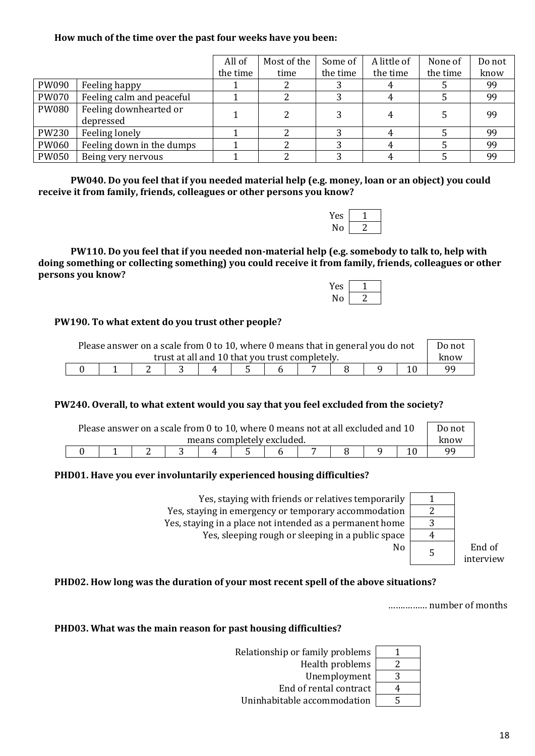**How much of the time over the past four weeks have you been:**

| | | All of the time | Most of the time | Some of the time | A little of the time | None of the time | Do not know |
|---|---|---|---|---|---|---|---|
| PW090 | Feeling happy | 1 | 2 | 3 | 4 | 5 | 99 |
| PW070 | Feeling calm and peaceful | 1 | 2 | 3 | 4 | 5 | 99 |
| PW080 | Feeling downhearted or depressed | 1 | 2 | 3 | 4 | 5 | 99 |
| PW230 | Feeling lonely | 1 | 2 | 3 | 4 | 5 | 99 |
| PW060 | Feeling down in the dumps | 1 | 2 | 3 | 4 | 5 | 99 |
| PW050 | Being very nervous | 1 | 2 | 3 | 4 | 5 | 99 |

**PW040. Do you feel that if you needed material help (e.g. money, loan or an object) you could receive it from family, friends, colleagues or other persons you know?**

| | |
|---|---|
| Yes | 1 |
| No | 2 |

**PW110. Do you feel that if you needed non-material help (e.g. somebody to talk to, help with doing something or collecting something) you could receive it from family, friends, colleagues or other persons you know?**

| | |
|---|---|
| Yes | 1 |
| No | 2 |

**PW190. To what extent do you trust other people?**

| Please answer on a scale from 0 to 10, where 0 means that in general you do not trust at all and 10 that you trust completely. | | | | | | | | | | | Do not know |
|---|---|---|---|---|---|---|---|---|---|---|---|
| 0 | 1 | 2 | 3 | 4 | 5 | 6 | 7 | 8 | 9 | 10 | 99 |

**PW240. Overall, to what extent would you say that you feel excluded from the society?**

| Please answer on a scale from 0 to 10, where 0 means not at all excluded and 10 means completely excluded. | | | | | | | | | | | Do not know |
|---|---|---|---|---|---|---|---|---|---|---|---|
| 0 | 1 | 2 | 3 | 4 | 5 | 6 | 7 | 8 | 9 | 10 | 99 |

**PHD01. Have you ever involuntarily experienced housing difficulties?**

| | | |
|---|---|---|
| Yes, staying with friends or relatives temporarily | 1 | |
| Yes, staying in emergency or temporary accommodation | 2 | |
| Yes, staying in a place not intended as a permanent home | 3 | |
| Yes, sleeping rough or sleeping in a public space | 4 | |
| No | 5 | End of interview |

**PHD02. How long was the duration of your most recent spell of the above situations?**

……………. number of months

**PHD03. What was the main reason for past housing difficulties?**

| | |
|---|---|
| Relationship or family problems | 1 |
| Health problems | 2 |
| Unemployment | 3 |
| End of rental contract | 4 |
| Uninhabitable accommodation | 5 |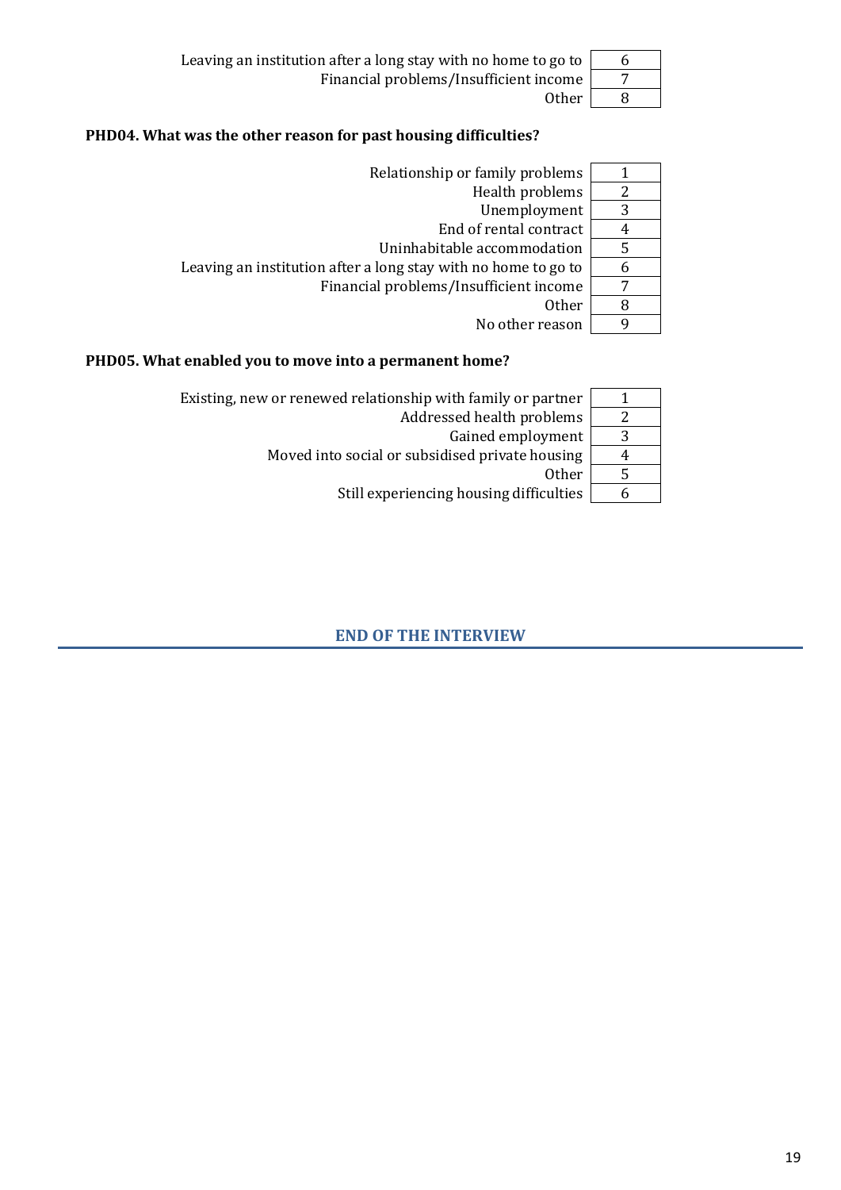| | |
|---|---|
| Leaving an institution after a long stay with no home to go to | 6 |
| Financial problems/Insufficient income | 7 |
| Other | 8 |

**PHD04. What was the other reason for past housing difficulties?**

| | |
|---|---|
| Relationship or family problems | 1 |
| Health problems | 2 |
| Unemployment | 3 |
| End of rental contract | 4 |
| Uninhabitable accommodation | 5 |
| Leaving an institution after a long stay with no home to go to | 6 |
| Financial problems/Insufficient income | 7 |
| Other | 8 |
| No other reason | 9 |

**PHD05. What enabled you to move into a permanent home?**

| | |
|---|---|
| Existing, new or renewed relationship with family or partner | 1 |
| Addressed health problems | 2 |
| Gained employment | 3 |
| Moved into social or subsidised private housing | 4 |
| Other | 5 |
| Still experiencing housing difficulties | 6 |

## END OF THE INTERVIEW